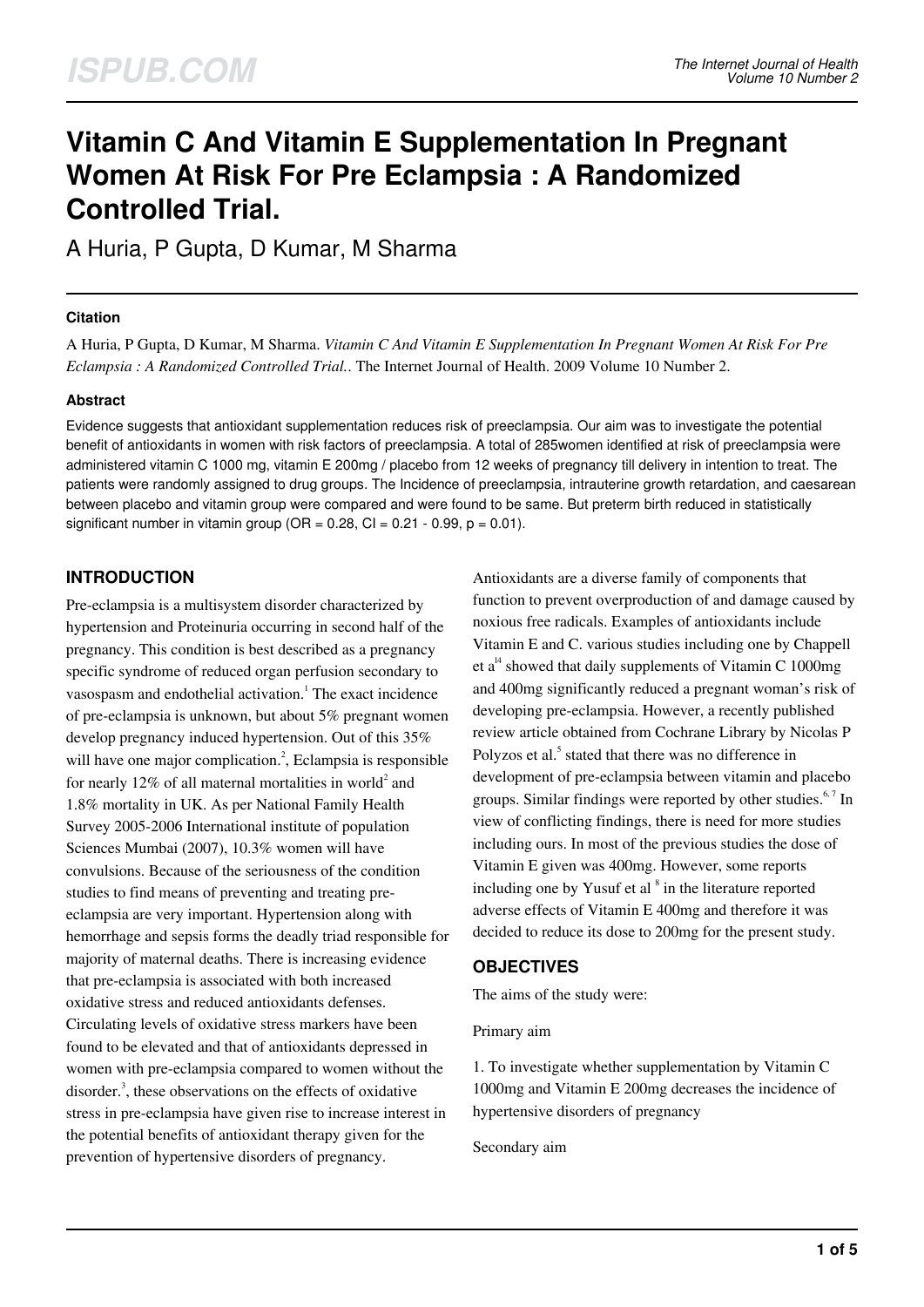# Vitamin C And Vitamin E Supplementation In Pregnant Women At Risk For Pre Eclampsia : A Randomized Controlled Trial.

A Huria, P Gupta, D Kumar, M Sharma

### Citation

A Huria, P Gupta, D Kumar, M Sharma. *Vitamin C And Vitamin E Supplementation In Pregnant Women At Risk For Pre Eclampsia : A Randomized Controlled Trial.*. The Internet Journal of Health. 2009 Volume 10 Number 2.

### Abstract

Evidence suggests that antioxidant supplementation reduces risk of preeclampsia. Our aim was to investigate the potential benefit of antioxidants in women with risk factors of preeclampsia. A total of 285women identified at risk of preeclampsia were administered vitamin C 1000 mg, vitamin E 200mg / placebo from 12 weeks of pregnancy till delivery in intention to treat. The patients were randomly assigned to drug groups. The Incidence of preeclampsia, intrauterine growth retardation, and caesarean between placebo and vitamin group were compared and were found to be same. But preterm birth reduced in statistically significant number in vitamin group (OR = 0.28, CI = 0.21 - 0.99, p = 0.01).

## INTRODUCTION

Pre-eclampsia is a multisystem disorder characterized by hypertension and Proteinuria occurring in second half of the pregnancy. This condition is best described as a pregnancy specific syndrome of reduced organ perfusion secondary to vasospasm and endothelial activation.[1] The exact incidence of pre-eclampsia is unknown, but about 5% pregnant women develop pregnancy induced hypertension. Out of this 35% will have one major complication.[2], Eclampsia is responsible for nearly 12% of all maternal mortalities in world[2] and 1.8% mortality in UK. As per National Family Health Survey 2005-2006 International institute of population Sciences Mumbai (2007), 10.3% women will have convulsions. Because of the seriousness of the condition studies to find means of preventing and treating pre-eclampsia are very important. Hypertension along with hemorrhage and sepsis forms the deadly triad responsible for majority of maternal deaths. There is increasing evidence that pre-eclampsia is associated with both increased oxidative stress and reduced antioxidants defenses. Circulating levels of oxidative stress markers have been found to be elevated and that of antioxidants depressed in women with pre-eclampsia compared to women without the disorder.[3], these observations on the effects of oxidative stress in pre-eclampsia have given rise to increase interest in the potential benefits of antioxidant therapy given for the prevention of hypertensive disorders of pregnancy.

Antioxidants are a diverse family of components that function to prevent overproduction of and damage caused by noxious free radicals. Examples of antioxidants include Vitamin E and C. various studies including one by Chappell et a[l4] showed that daily supplements of Vitamin C 1000mg and 400mg significantly reduced a pregnant woman's risk of developing pre-eclampsia. However, a recently published review article obtained from Cochrane Library by Nicolas P Polyzos et al.[5] stated that there was no difference in development of pre-eclampsia between vitamin and placebo groups. Similar findings were reported by other studies.[6, 7] In view of conflicting findings, there is need for more studies including ours. In most of the previous studies the dose of Vitamin E given was 400mg. However, some reports including one by Yusuf et al [8] in the literature reported adverse effects of Vitamin E 400mg and therefore it was decided to reduce its dose to 200mg for the present study.

## OBJECTIVES

The aims of the study were:

Primary aim

1. To investigate whether supplementation by Vitamin C 1000mg and Vitamin E 200mg decreases the incidence of hypertensive disorders of pregnancy

Secondary aim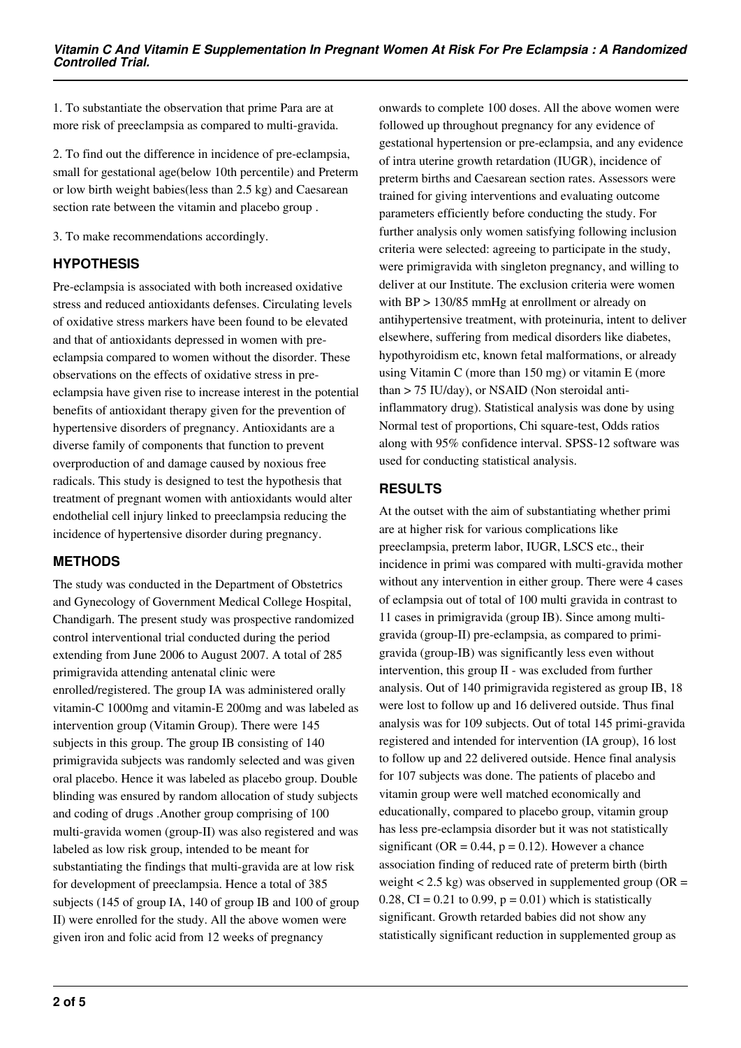1. To substantiate the observation that prime Para are at more risk of preeclampsia as compared to multi-gravida.

2. To find out the difference in incidence of pre-eclampsia, small for gestational age(below 10th percentile) and Preterm or low birth weight babies(less than 2.5 kg) and Caesarean section rate between the vitamin and placebo group .

3. To make recommendations accordingly.

## HYPOTHESIS

Pre-eclampsia is associated with both increased oxidative stress and reduced antioxidants defenses. Circulating levels of oxidative stress markers have been found to be elevated and that of antioxidants depressed in women with pre-eclampsia compared to women without the disorder. These observations on the effects of oxidative stress in pre-eclampsia have given rise to increase interest in the potential benefits of antioxidant therapy given for the prevention of hypertensive disorders of pregnancy. Antioxidants are a diverse family of components that function to prevent overproduction of and damage caused by noxious free radicals. This study is designed to test the hypothesis that treatment of pregnant women with antioxidants would alter endothelial cell injury linked to preeclampsia reducing the incidence of hypertensive disorder during pregnancy.

## METHODS

The study was conducted in the Department of Obstetrics and Gynecology of Government Medical College Hospital, Chandigarh. The present study was prospective randomized control interventional trial conducted during the period extending from June 2006 to August 2007. A total of 285 primigravida attending antenatal clinic were enrolled/registered. The group IA was administered orally vitamin-C 1000mg and vitamin-E 200mg and was labeled as intervention group (Vitamin Group). There were 145 subjects in this group. The group IB consisting of 140 primigravida subjects was randomly selected and was given oral placebo. Hence it was labeled as placebo group. Double blinding was ensured by random allocation of study subjects and coding of drugs .Another group comprising of 100 multi-gravida women (group-II) was also registered and was labeled as low risk group, intended to be meant for substantiating the findings that multi-gravida are at low risk for development of preeclampsia. Hence a total of 385 subjects (145 of group IA, 140 of group IB and 100 of group II) were enrolled for the study. All the above women were given iron and folic acid from 12 weeks of pregnancy onwards to complete 100 doses. All the above women were followed up throughout pregnancy for any evidence of gestational hypertension or pre-eclampsia, and any evidence of intra uterine growth retardation (IUGR), incidence of preterm births and Caesarean section rates. Assessors were trained for giving interventions and evaluating outcome parameters efficiently before conducting the study. For further analysis only women satisfying following inclusion criteria were selected: agreeing to participate in the study, were primigravida with singleton pregnancy, and willing to deliver at our Institute. The exclusion criteria were women with BP > 130/85 mmHg at enrollment or already on antihypertensive treatment, with proteinuria, intent to deliver elsewhere, suffering from medical disorders like diabetes, hypothyroidism etc, known fetal malformations, or already using Vitamin C (more than 150 mg) or vitamin E (more than > 75 IU/day), or NSAID (Non steroidal anti-inflammatory drug). Statistical analysis was done by using Normal test of proportions, Chi square-test, Odds ratios along with 95% confidence interval. SPSS-12 software was used for conducting statistical analysis.

## RESULTS

At the outset with the aim of substantiating whether primi are at higher risk for various complications like preeclampsia, preterm labor, IUGR, LSCS etc., their incidence in primi was compared with multi-gravida mother without any intervention in either group. There were 4 cases of eclampsia out of total of 100 multi gravida in contrast to 11 cases in primigravida (group IB). Since among multi-gravida (group-II) pre-eclampsia, as compared to primi-gravida (group-IB) was significantly less even without intervention, this group II - was excluded from further analysis. Out of 140 primigravida registered as group IB, 18 were lost to follow up and 16 delivered outside. Thus final analysis was for 109 subjects. Out of total 145 primi-gravida registered and intended for intervention (IA group), 16 lost to follow up and 22 delivered outside. Hence final analysis for 107 subjects was done. The patients of placebo and vitamin group were well matched economically and educationally, compared to placebo group, vitamin group has less pre-eclampsia disorder but it was not statistically significant ($OR = 0.44$, $p = 0.12$). However a chance association finding of reduced rate of preterm birth (birth weight < 2.5 kg) was observed in supplemented group ($OR = 0.28$, $CI = 0.21$ to $0.99$, $p = 0.01$) which is statistically significant. Growth retarded babies did not show any statistically significant reduction in supplemented group as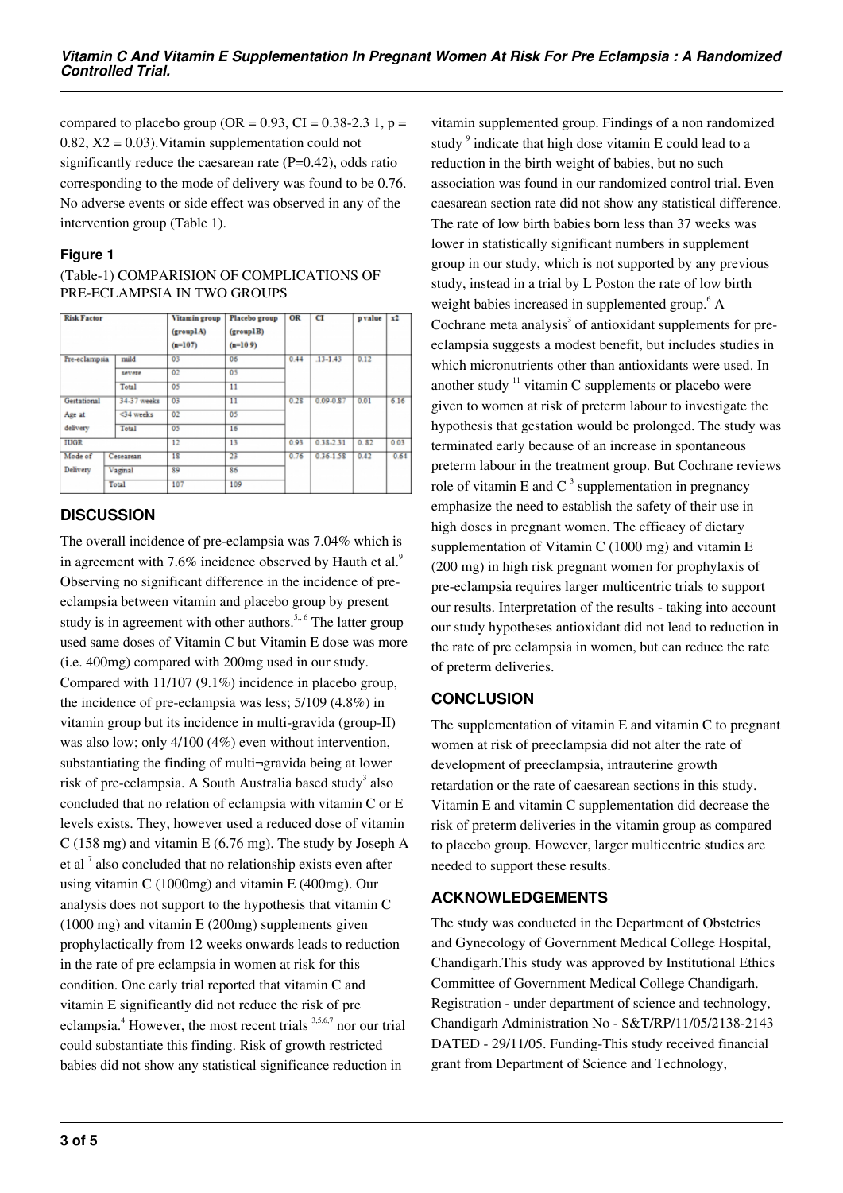compared to placebo group (OR = 0.93, CI = 0.38-2.3 1, p = 0.82, X2 = 0.03).Vitamin supplementation could not significantly reduce the caesarean rate (P=0.42), odds ratio corresponding to the mode of delivery was found to be 0.76. No adverse events or side effect was observed in any of the intervention group (Table 1).

### Figure 1

(Table-1) COMPARISION OF COMPLICATIONS OF PRE-ECLAMPSIA IN TWO GROUPS

| Risk Factor | | Vitamin group (group1A) (n=107) | Placebo group (group1B) (n=10 9) | OR | CI | p value | x2 |
|---|---|---|---|---|---|---|---|
| Pre-eclampsia | mild | 03 | 06 | 0.44 | .13-1.43 | 0.12 | |
| | severe | 02 | 05 | | | | |
| | Total | 05 | 11 | | | | |
| Gestational Age at delivery | 34-37 weeks | 03 | 11 | 0.28 | 0.09-0.87 | 0.01 | 6.16 |
| | <34 weeks | 02 | 05 | | | | |
| | Total | 05 | 16 | | | | |
| IUGR | | 12 | 13 | 0.93 | 0.38-2.31 | 0. 82 | 0.03 |
| Mode of Delivery | Cesearean | 18 | 23 | 0.76 | 0.36-1.58 | 0.42 | 0.64 |
| | Vaginal | 89 | 86 | | | | |
| | Total | 107 | 109 | | | | |

## DISCUSSION

The overall incidence of pre-eclampsia was 7.04% which is in agreement with 7.6% incidence observed by Hauth et al.[9] Observing no significant difference in the incidence of pre-eclampsia between vitamin and placebo group by present study is in agreement with other authors.[5,6] The latter group used same doses of Vitamin C but Vitamin E dose was more (i.e. 400mg) compared with 200mg used in our study. Compared with 11/107 (9.1%) incidence in placebo group, the incidence of pre-eclampsia was less; 5/109 (4.8%) in vitamin group but its incidence in multi-gravida (group-II) was also low; only 4/100 (4%) even without intervention, substantiating the finding of multi¬gravida being at lower risk of pre-eclampsia. A South Australia based study[3] also concluded that no relation of eclampsia with vitamin C or E levels exists. They, however used a reduced dose of vitamin C (158 mg) and vitamin E (6.76 mg). The study by Joseph A et al [7] also concluded that no relationship exists even after using vitamin C (1000mg) and vitamin E (400mg). Our analysis does not support to the hypothesis that vitamin C (1000 mg) and vitamin E (200mg) supplements given prophylactically from 12 weeks onwards leads to reduction in the rate of pre eclampsia in women at risk for this condition. One early trial reported that vitamin C and vitamin E significantly did not reduce the risk of pre eclampsia.[4] However, the most recent trials [3,5,6,7] nor our trial could substantiate this finding. Risk of growth restricted babies did not show any statistical significance reduction in vitamin supplemented group. Findings of a non randomized study [9] indicate that high dose vitamin E could lead to a reduction in the birth weight of babies, but no such association was found in our randomized control trial. Even caesarean section rate did not show any statistical difference. The rate of low birth babies born less than 37 weeks was lower in statistically significant numbers in supplement group in our study, which is not supported by any previous study, instead in a trial by L Poston the rate of low birth weight babies increased in supplemented group.[6] A Cochrane meta analysis[3] of antioxidant supplements for pre-eclampsia suggests a modest benefit, but includes studies in which micronutrients other than antioxidants were used. In another study [11] vitamin C supplements or placebo were given to women at risk of preterm labour to investigate the hypothesis that gestation would be prolonged. The study was terminated early because of an increase in spontaneous preterm labour in the treatment group. But Cochrane reviews role of vitamin E and C [3] supplementation in pregnancy emphasize the need to establish the safety of their use in high doses in pregnant women. The efficacy of dietary supplementation of Vitamin C (1000 mg) and vitamin E (200 mg) in high risk pregnant women for prophylaxis of pre-eclampsia requires larger multicentric trials to support our results. Interpretation of the results - taking into account our study hypotheses antioxidant did not lead to reduction in the rate of pre eclampsia in women, but can reduce the rate of preterm deliveries.

## CONCLUSION

The supplementation of vitamin E and vitamin C to pregnant women at risk of preeclampsia did not alter the rate of development of preeclampsia, intrauterine growth retardation or the rate of caesarean sections in this study. Vitamin E and vitamin C supplementation did decrease the risk of preterm deliveries in the vitamin group as compared to placebo group. However, larger multicentric studies are needed to support these results.

## ACKNOWLEDGEMENTS

The study was conducted in the Department of Obstetrics and Gynecology of Government Medical College Hospital, Chandigarh.This study was approved by Institutional Ethics Committee of Government Medical College Chandigarh. Registration - under department of science and technology, Chandigarh Administration No - S&T/RP/11/05/2138-2143 DATED - 29/11/05. Funding-This study received financial grant from Department of Science and Technology,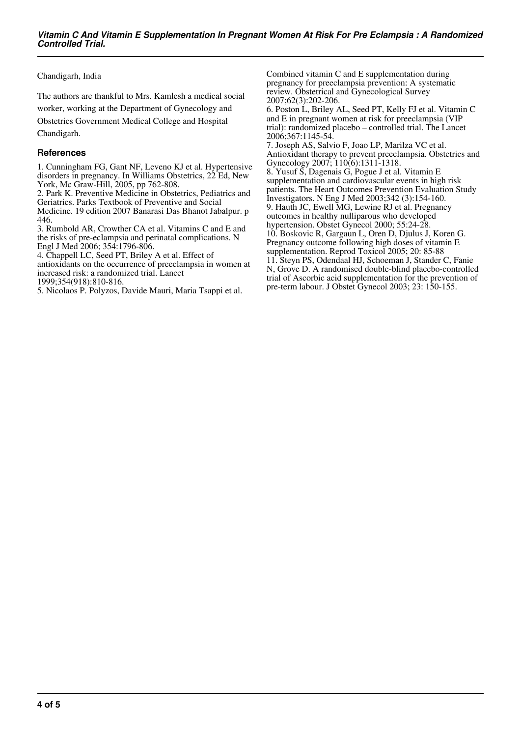Chandigarh, India

The authors are thankful to Mrs. Kamlesh a medical social worker, working at the Department of Gynecology and Obstetrics Government Medical College and Hospital Chandigarh.

## References

1. Cunningham FG, Gant NF, Leveno KJ et al. Hypertensive disorders in pregnancy. In Williams Obstetrics, 22 Ed, New York, Mc Graw-Hill, 2005, pp 762-808.
2. Park K. Preventive Medicine in Obstetrics, Pediatrics and Geriatrics. Parks Textbook of Preventive and Social Medicine. 19 edition 2007 Banarasi Das Bhanot Jabalpur. p 446.
3. Rumbold AR, Crowther CA et al. Vitamins C and E and the risks of pre-eclampsia and perinatal complications. N Engl J Med 2006; 354:1796-806.
4. Chappell LC, Seed PT, Briley A et al. Effect of antioxidants on the occurrence of preeclampsia in women at increased risk: a randomized trial. Lancet 1999;354(918):810-816.
5. Nicolaos P. Polyzos, Davide Mauri, Maria Tsappi et al. Combined vitamin C and E supplementation during pregnancy for preeclampsia prevention: A systematic review. Obstetrical and Gynecological Survey 2007;62(3):202-206.
6. Poston L, Briley AL, Seed PT, Kelly FJ et al. Vitamin C and E in pregnant women at risk for preeclampsia (VIP trial): randomized placebo – controlled trial. The Lancet 2006;367:1145-54.
7. Joseph AS, Salvio F, Joao LP, Marilza VC et al. Antioxidant therapy to prevent preeclampsia. Obstetrics and Gynecology 2007; 110(6):1311-1318.
8. Yusuf S, Dagenais G, Pogue J et al. Vitamin E supplementation and cardiovascular events in high risk patients. The Heart Outcomes Prevention Evaluation Study Investigators. N Eng J Med 2003;342 (3):154-160.
9. Hauth JC, Ewell MG, Lewine RJ et al. Pregnancy outcomes in healthy nulliparous who developed hypertension. Obstet Gynecol 2000; 55:24-28.
10. Boskovic R, Gargaun L, Oren D, Djulus J, Koren G. Pregnancy outcome following high doses of vitamin E supplementation. Reprod Toxicol 2005; 20: 85-88
11. Steyn PS, Odendaal HJ, Schoeman J, Stander C, Fanie N, Grove D. A randomised double-blind placebo-controlled trial of Ascorbic acid supplementation for the prevention of pre-term labour. J Obstet Gynecol 2003; 23: 150-155.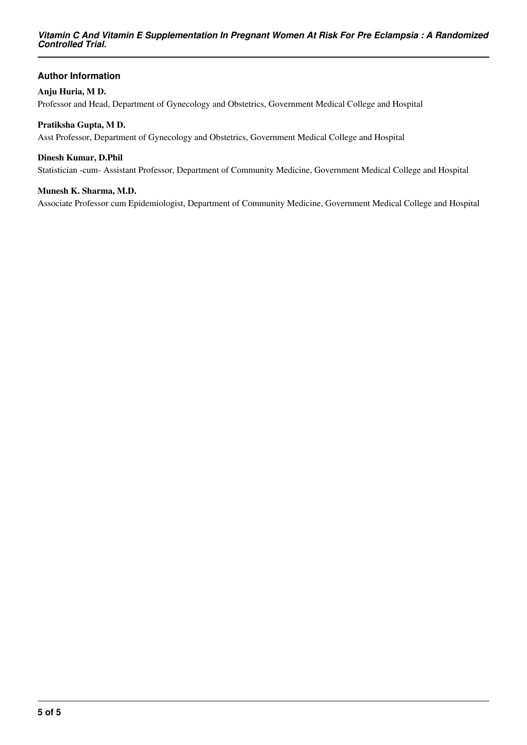## Author Information

**Anju Huria, M D.**

Professor and Head, Department of Gynecology and Obstetrics, Government Medical College and Hospital

**Pratiksha Gupta, M D.**

Asst Professor, Department of Gynecology and Obstetrics, Government Medical College and Hospital

**Dinesh Kumar, D.Phil**

Statistician -cum- Assistant Professor, Department of Community Medicine, Government Medical College and Hospital

**Munesh K. Sharma, M.D.**

Associate Professor cum Epidemiologist, Department of Community Medicine, Government Medical College and Hospital